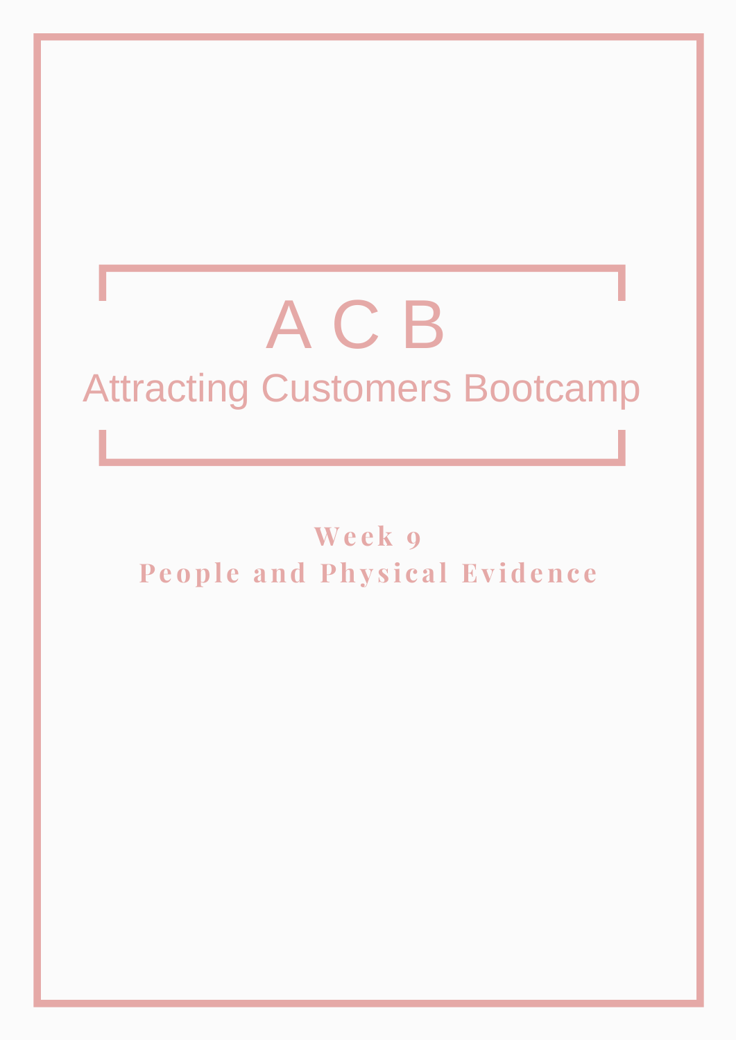# A C B

## Attracting Customers Bootcamp

**Week 9**

**People and Physical Evidence**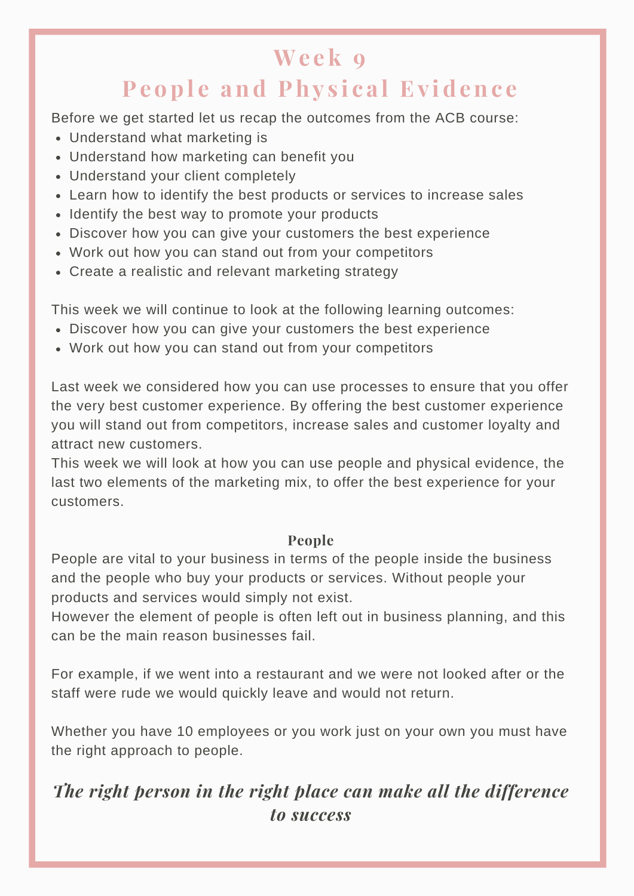# Week 9
# People and Physical Evidence

Before we get started let us recap the outcomes from the ACB course:

- Understand what marketing is
- Understand how marketing can benefit you
- Understand your client completely
- Learn how to identify the best products or services to increase sales
- Identify the best way to promote your products
- Discover how you can give your customers the best experience
- Work out how you can stand out from your competitors
- Create a realistic and relevant marketing strategy

This week we will continue to look at the following learning outcomes:

- Discover how you can give your customers the best experience
- Work out how you can stand out from your competitors

Last week we considered how you can use processes to ensure that you offer the very best customer experience. By offering the best customer experience you will stand out from competitors, increase sales and customer loyalty and attract new customers.

This week we will look at how you can use people and physical evidence, the last two elements of the marketing mix, to offer the best experience for your customers.

## People

People are vital to your business in terms of the people inside the business and the people who buy your products or services. Without people your products and services would simply not exist.

However the element of people is often left out in business planning, and this can be the main reason businesses fail.

For example, if we went into a restaurant and we were not looked after or the staff were rude we would quickly leave and would not return.

Whether you have 10 employees or you work just on your own you must have the right approach to people.

***The right person in the right place can make all the difference to success***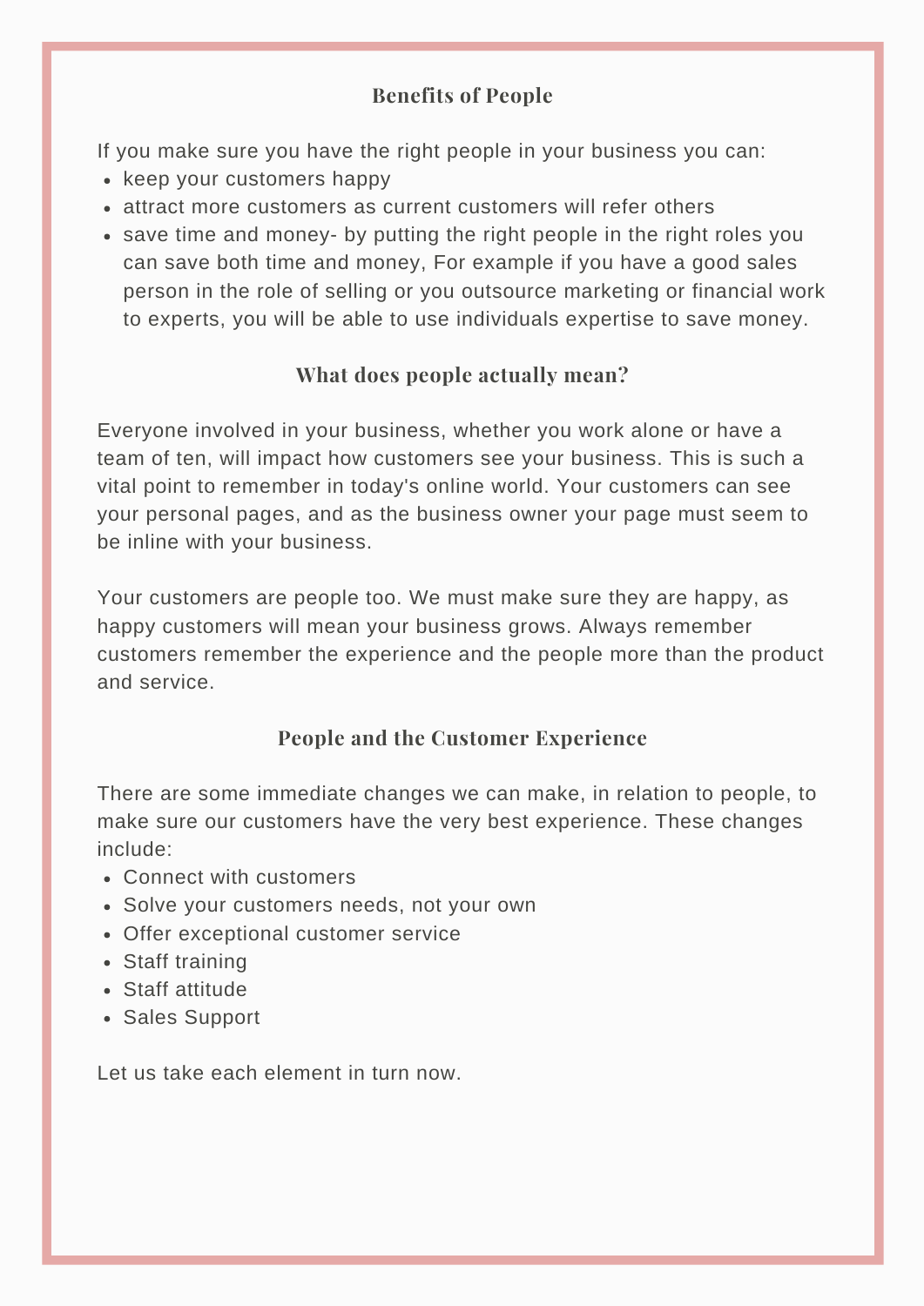## Benefits of People

If you make sure you have the right people in your business you can:

- keep your customers happy
- attract more customers as current customers will refer others
- save time and money- by putting the right people in the right roles you can save both time and money, For example if you have a good sales person in the role of selling or you outsource marketing or financial work to experts, you will be able to use individuals expertise to save money.

## What does people actually mean?

Everyone involved in your business, whether you work alone or have a team of ten, will impact how customers see your business. This is such a vital point to remember in today's online world. Your customers can see your personal pages, and as the business owner your page must seem to be inline with your business.

Your customers are people too. We must make sure they are happy, as happy customers will mean your business grows. Always remember customers remember the experience and the people more than the product and service.

## People and the Customer Experience

There are some immediate changes we can make, in relation to people, to make sure our customers have the very best experience. These changes include:

- Connect with customers
- Solve your customers needs, not your own
- Offer exceptional customer service
- Staff training
- Staff attitude
- Sales Support

Let us take each element in turn now.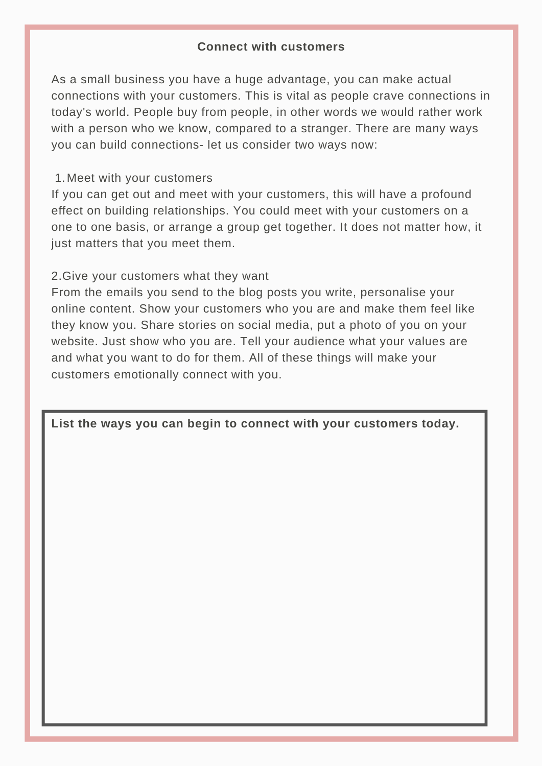## Connect with customers

As a small business you have a huge advantage, you can make actual connections with your customers. This is vital as people crave connections in today's world. People buy from people, in other words we would rather work with a person who we know, compared to a stranger. There are many ways you can build connections- let us consider two ways now:

1. Meet with your customers

If you can get out and meet with your customers, this will have a profound effect on building relationships. You could meet with your customers on a one to one basis, or arrange a group get together. It does not matter how, it just matters that you meet them.

2. Give your customers what they want

From the emails you send to the blog posts you write, personalise your online content. Show your customers who you are and make them feel like they know you. Share stories on social media, put a photo of you on your website. Just show who you are. Tell your audience what your values are and what you want to do for them. All of these things will make your customers emotionally connect with you.

**List the ways you can begin to connect with your customers today.**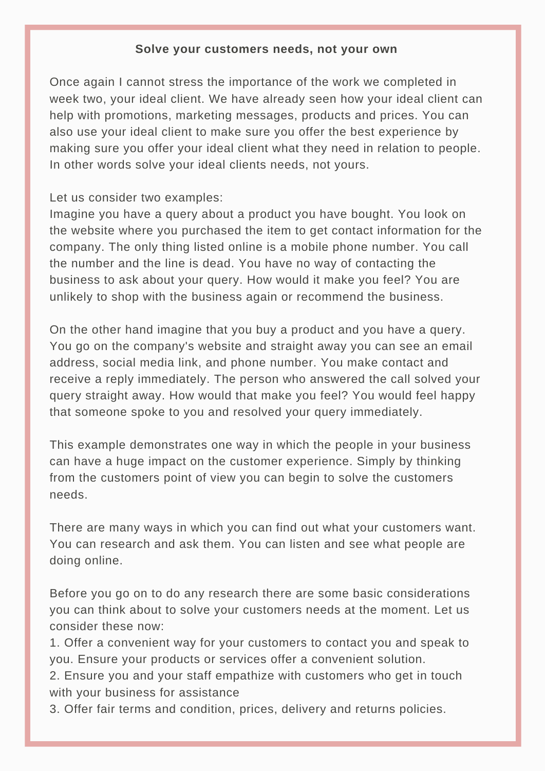## Solve your customers needs, not your own

Once again I cannot stress the importance of the work we completed in week two, your ideal client. We have already seen how your ideal client can help with promotions, marketing messages, products and prices. You can also use your ideal client to make sure you offer the best experience by making sure you offer your ideal client what they need in relation to people. In other words solve your ideal clients needs, not yours.

Let us consider two examples:
Imagine you have a query about a product you have bought. You look on the website where you purchased the item to get contact information for the company. The only thing listed online is a mobile phone number. You call the number and the line is dead. You have no way of contacting the business to ask about your query. How would it make you feel? You are unlikely to shop with the business again or recommend the business.

On the other hand imagine that you buy a product and you have a query. You go on the company's website and straight away you can see an email address, social media link, and phone number. You make contact and receive a reply immediately. The person who answered the call solved your query straight away. How would that make you feel? You would feel happy that someone spoke to you and resolved your query immediately.

This example demonstrates one way in which the people in your business can have a huge impact on the customer experience. Simply by thinking from the customers point of view you can begin to solve the customers needs.

There are many ways in which you can find out what your customers want. You can research and ask them. You can listen and see what people are doing online.

Before you go on to do any research there are some basic considerations you can think about to solve your customers needs at the moment. Let us consider these now:

1. Offer a convenient way for your customers to contact you and speak to you. Ensure your products or services offer a convenient solution.
2. Ensure you and your staff empathize with customers who get in touch with your business for assistance
3. Offer fair terms and condition, prices, delivery and returns policies.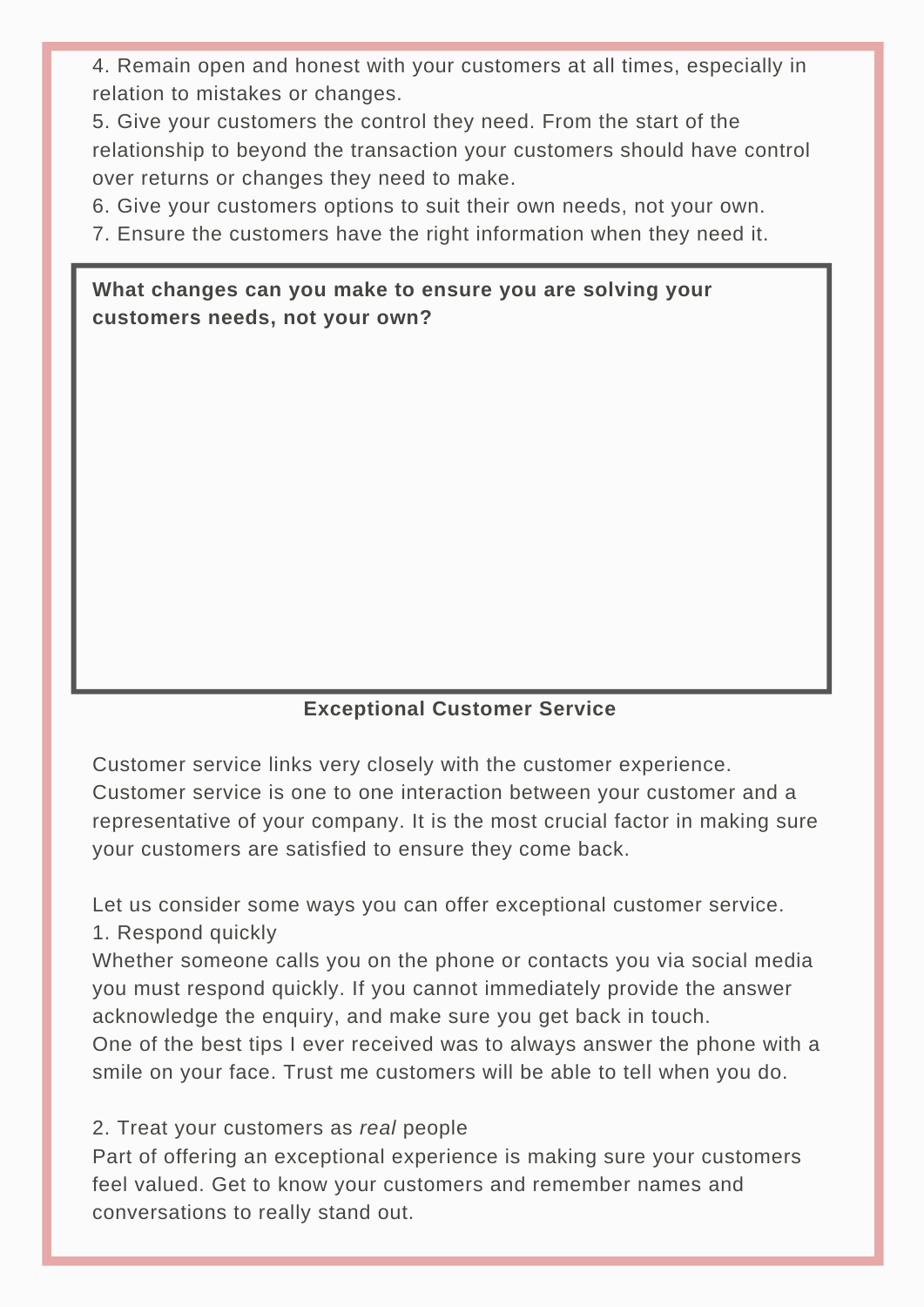4. Remain open and honest with your customers at all times, especially in relation to mistakes or changes.
5. Give your customers the control they need. From the start of the relationship to beyond the transaction your customers should have control over returns or changes they need to make.
6. Give your customers options to suit their own needs, not your own.
7. Ensure the customers have the right information when they need it.

**What changes can you make to ensure you are solving your customers needs, not your own?**

## Exceptional Customer Service

Customer service links very closely with the customer experience. Customer service is one to one interaction between your customer and a representative of your company. It is the most crucial factor in making sure your customers are satisfied to ensure they come back.

Let us consider some ways you can offer exceptional customer service.

1. Respond quickly

Whether someone calls you on the phone or contacts you via social media you must respond quickly. If you cannot immediately provide the answer acknowledge the enquiry, and make sure you get back in touch.
One of the best tips I ever received was to always answer the phone with a smile on your face. Trust me customers will be able to tell when you do.

2. Treat your customers as *real* people

Part of offering an exceptional experience is making sure your customers feel valued. Get to know your customers and remember names and conversations to really stand out.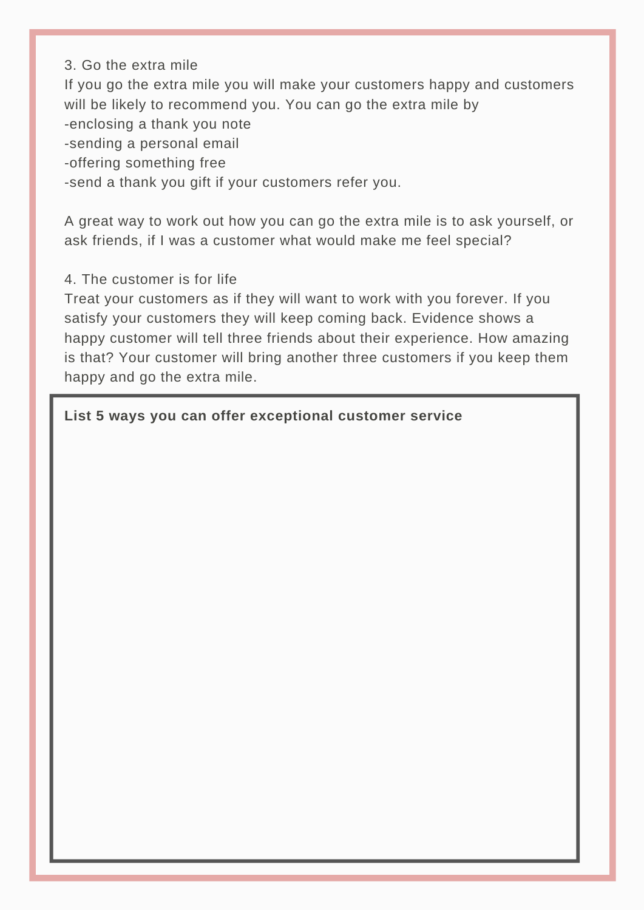3. Go the extra mile

If you go the extra mile you will make your customers happy and customers will be likely to recommend you. You can go the extra mile by

-enclosing a thank you note
-sending a personal email
-offering something free
-send a thank you gift if your customers refer you.

A great way to work out how you can go the extra mile is to ask yourself, or ask friends, if I was a customer what would make me feel special?

4. The customer is for life

Treat your customers as if they will want to work with you forever. If you satisfy your customers they will keep coming back. Evidence shows a happy customer will tell three friends about their experience. How amazing is that? Your customer will bring another three customers if you keep them happy and go the extra mile.

**List 5 ways you can offer exceptional customer service**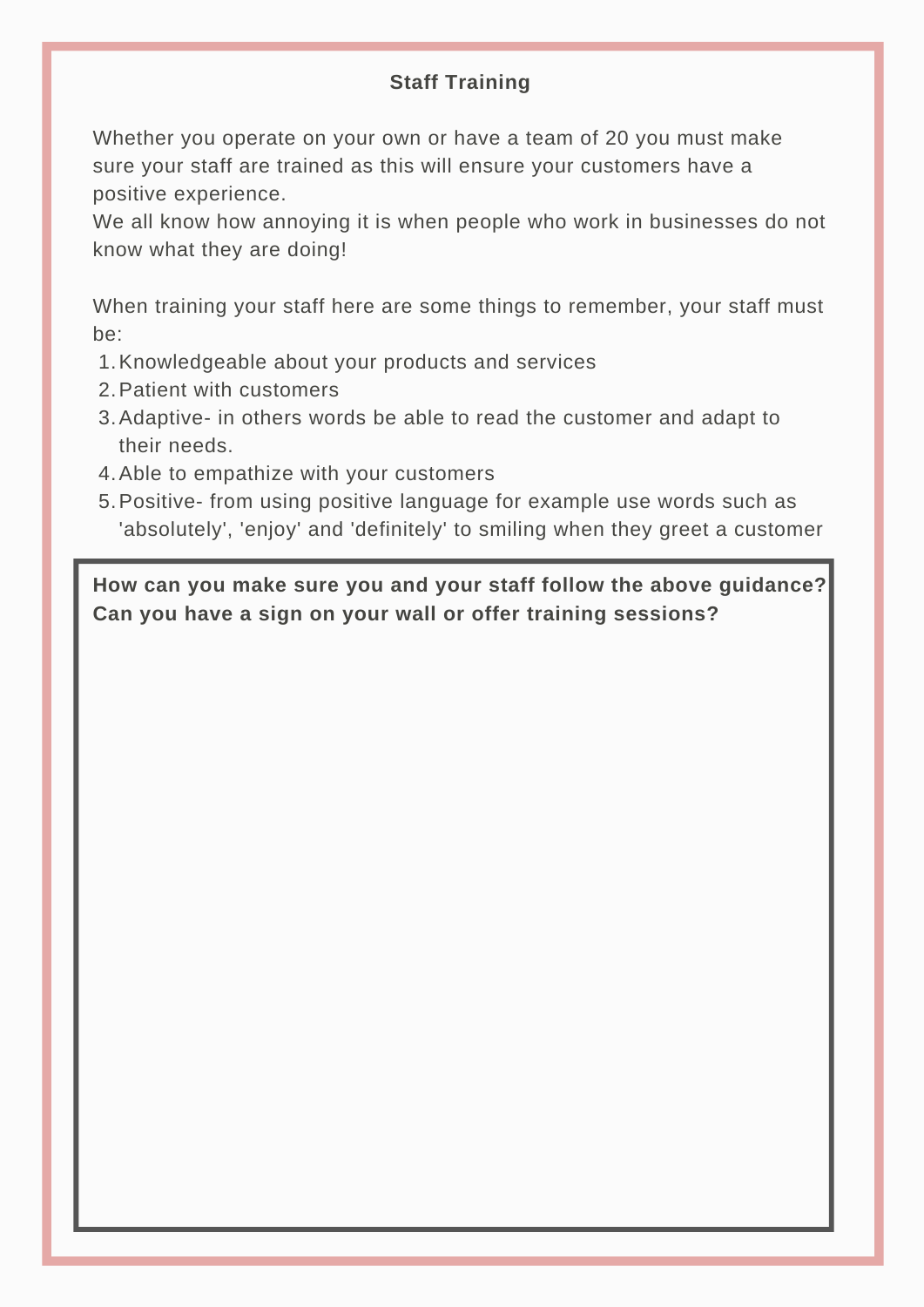## Staff Training

Whether you operate on your own or have a team of 20 you must make sure your staff are trained as this will ensure your customers have a positive experience.
We all know how annoying it is when people who work in businesses do not know what they are doing!

When training your staff here are some things to remember, your staff must be:

1. Knowledgeable about your products and services
2. Patient with customers
3. Adaptive- in others words be able to read the customer and adapt to their needs.
4. Able to empathize with your customers
5. Positive- from using positive language for example use words such as 'absolutely', 'enjoy' and 'definitely' to smiling when they greet a customer

**How can you make sure you and your staff follow the above guidance? Can you have a sign on your wall or offer training sessions?**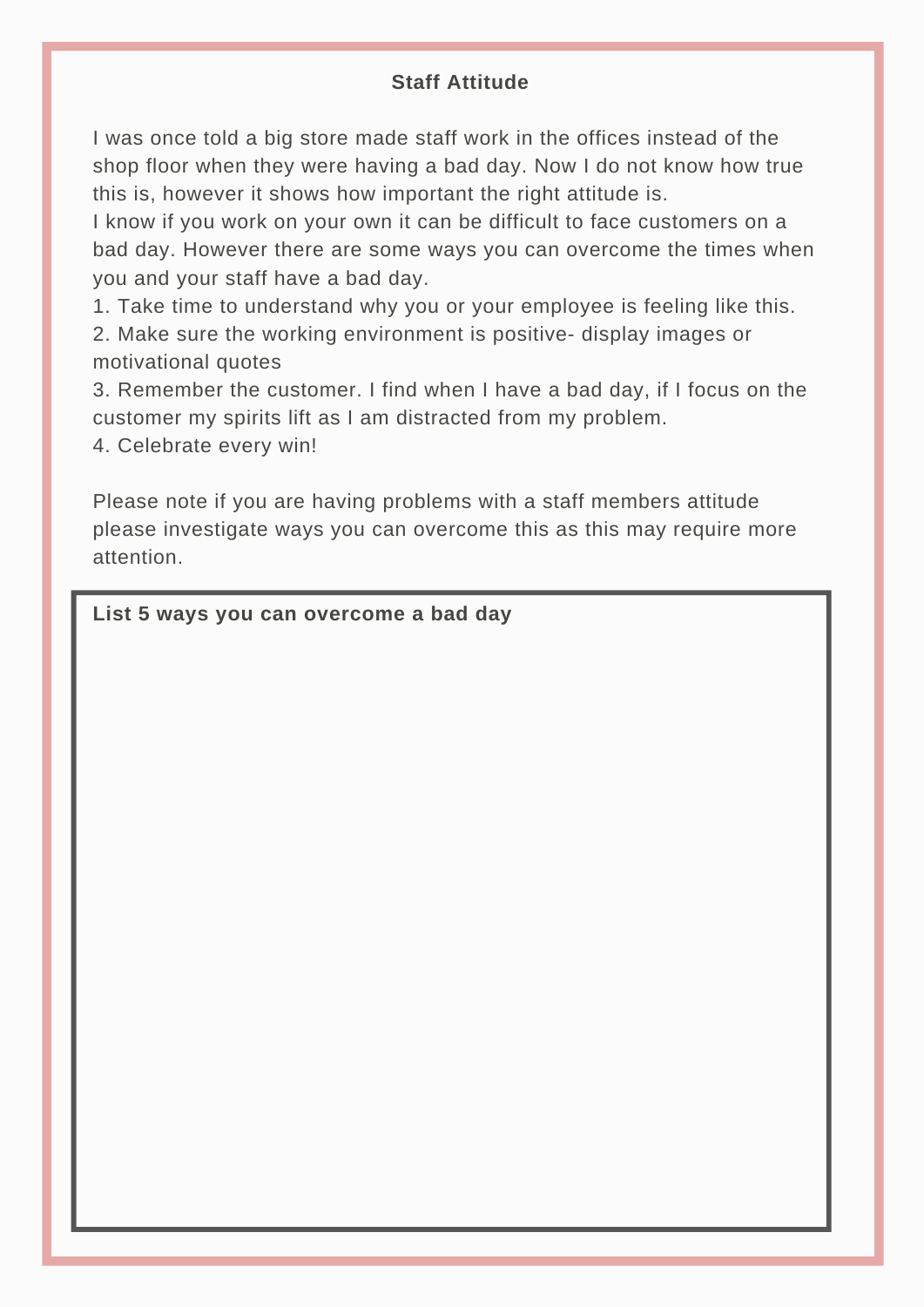## Staff Attitude

I was once told a big store made staff work in the offices instead of the shop floor when they were having a bad day. Now I do not know how true this is, however it shows how important the right attitude is.
I know if you work on your own it can be difficult to face customers on a bad day. However there are some ways you can overcome the times when you and your staff have a bad day.

1. Take time to understand why you or your employee is feeling like this.
2. Make sure the working environment is positive- display images or motivational quotes
3. Remember the customer. I find when I have a bad day, if I focus on the customer my spirits lift as I am distracted from my problem.
4. Celebrate every win!

Please note if you are having problems with a staff members attitude please investigate ways you can overcome this as this may require more attention.

**List 5 ways you can overcome a bad day**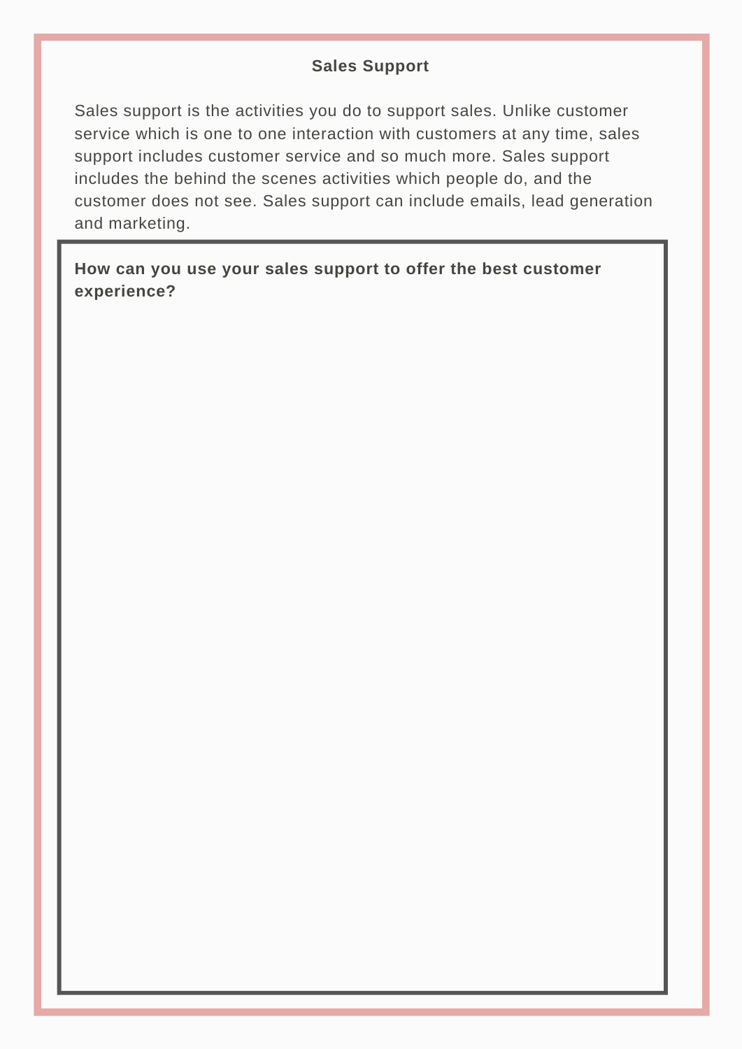## Sales Support

Sales support is the activities you do to support sales. Unlike customer service which is one to one interaction with customers at any time, sales support includes customer service and so much more. Sales support includes the behind the scenes activities which people do, and the customer does not see. Sales support can include emails, lead generation and marketing.

**How can you use your sales support to offer the best customer experience?**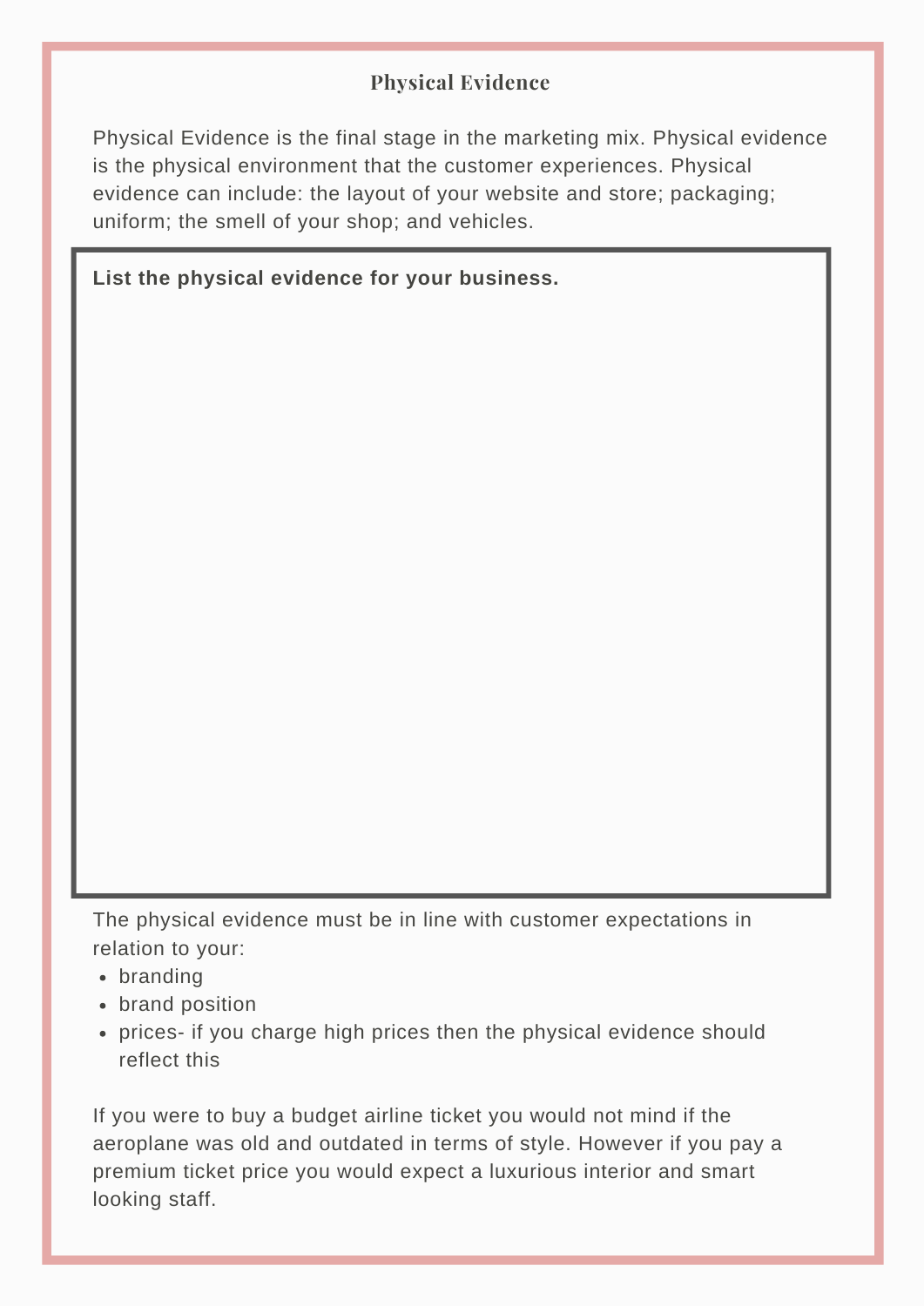## Physical Evidence

Physical Evidence is the final stage in the marketing mix. Physical evidence is the physical environment that the customer experiences. Physical evidence can include: the layout of your website and store; packaging; uniform; the smell of your shop; and vehicles.

**List the physical evidence for your business.**

The physical evidence must be in line with customer expectations in relation to your:

- branding
- brand position
- prices- if you charge high prices then the physical evidence should reflect this

If you were to buy a budget airline ticket you would not mind if the aeroplane was old and outdated in terms of style. However if you pay a premium ticket price you would expect a luxurious interior and smart looking staff.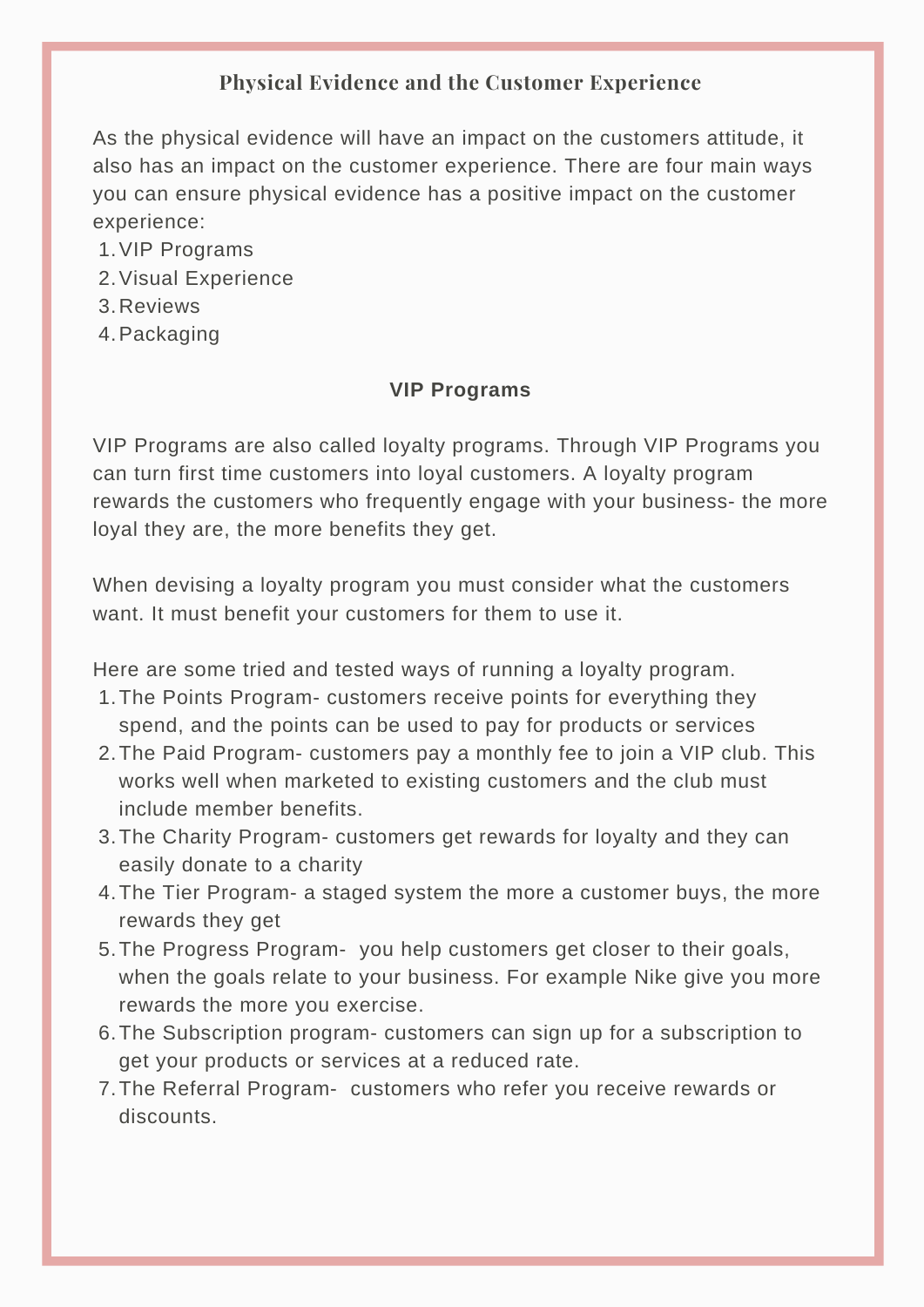## Physical Evidence and the Customer Experience

As the physical evidence will have an impact on the customers attitude, it also has an impact on the customer experience. There are four main ways you can ensure physical evidence has a positive impact on the customer experience:

1. VIP Programs
2. Visual Experience
3. Reviews
4. Packaging

### VIP Programs

VIP Programs are also called loyalty programs. Through VIP Programs you can turn first time customers into loyal customers. A loyalty program rewards the customers who frequently engage with your business- the more loyal they are, the more benefits they get.

When devising a loyalty program you must consider what the customers want. It must benefit your customers for them to use it.

Here are some tried and tested ways of running a loyalty program.

1. The Points Program- customers receive points for everything they spend, and the points can be used to pay for products or services
2. The Paid Program- customers pay a monthly fee to join a VIP club. This works well when marketed to existing customers and the club must include member benefits.
3. The Charity Program- customers get rewards for loyalty and they can easily donate to a charity
4. The Tier Program- a staged system the more a customer buys, the more rewards they get
5. The Progress Program- you help customers get closer to their goals, when the goals relate to your business. For example Nike give you more rewards the more you exercise.
6. The Subscription program- customers can sign up for a subscription to get your products or services at a reduced rate.
7. The Referral Program- customers who refer you receive rewards or discounts.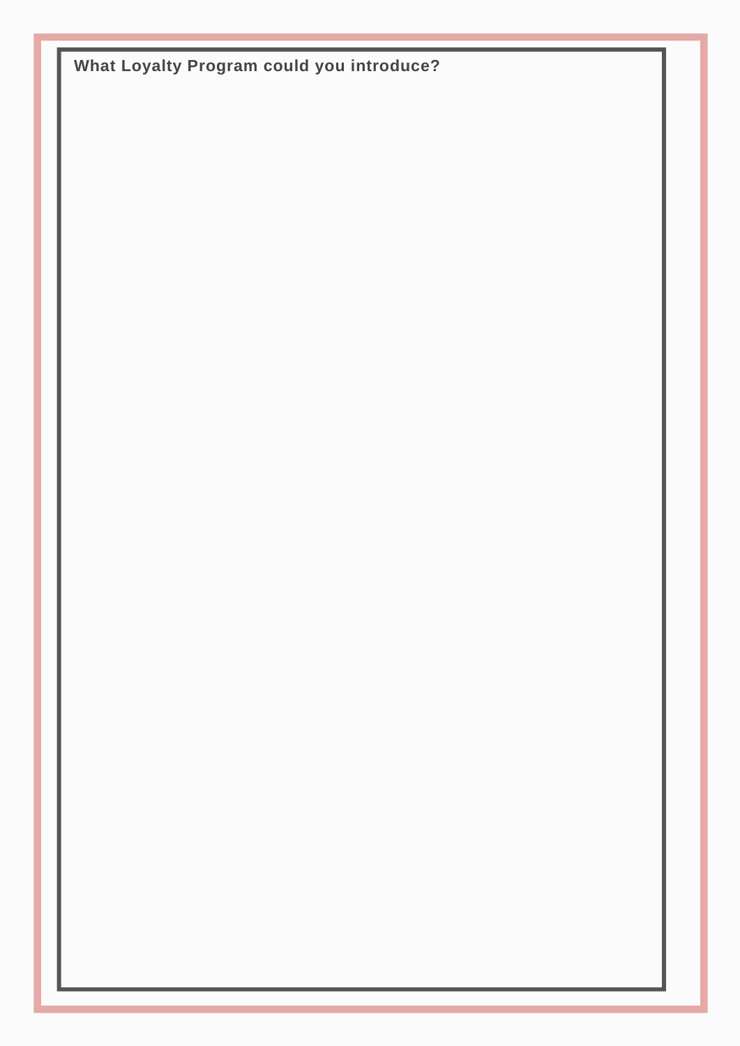**What Loyalty Program could you introduce?**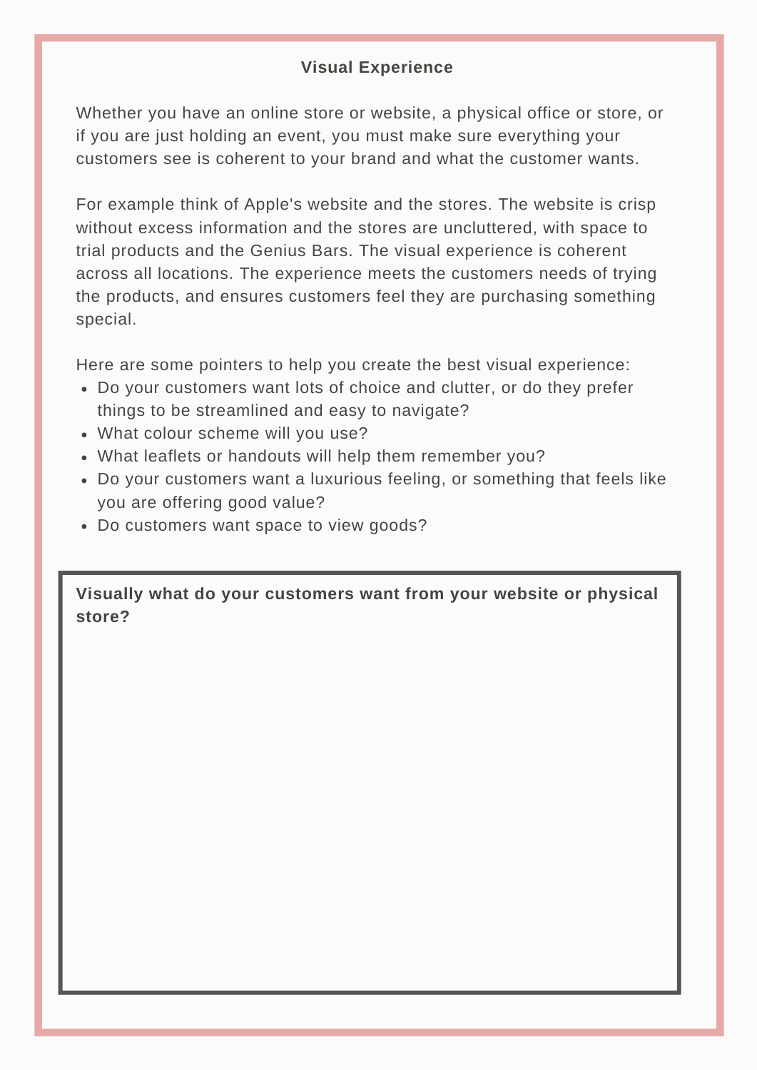## Visual Experience

Whether you have an online store or website, a physical office or store, or if you are just holding an event, you must make sure everything your customers see is coherent to your brand and what the customer wants.

For example think of Apple's website and the stores. The website is crisp without excess information and the stores are uncluttered, with space to trial products and the Genius Bars. The visual experience is coherent across all locations. The experience meets the customers needs of trying the products, and ensures customers feel they are purchasing something special.

Here are some pointers to help you create the best visual experience:

- Do your customers want lots of choice and clutter, or do they prefer things to be streamlined and easy to navigate?
- What colour scheme will you use?
- What leaflets or handouts will help them remember you?
- Do your customers want a luxurious feeling, or something that feels like you are offering good value?
- Do customers want space to view goods?

**Visually what do your customers want from your website or physical store?**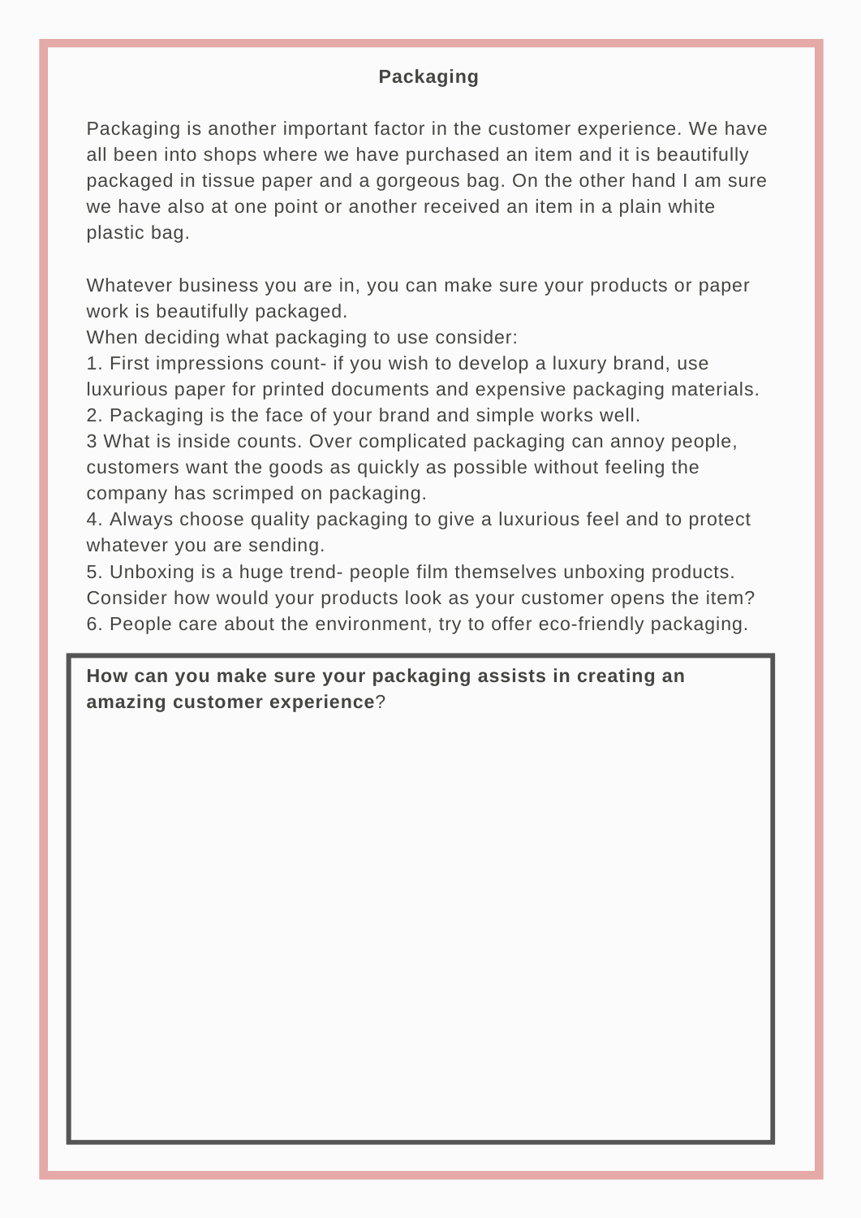## Packaging

Packaging is another important factor in the customer experience. We have all been into shops where we have purchased an item and it is beautifully packaged in tissue paper and a gorgeous bag. On the other hand I am sure we have also at one point or another received an item in a plain white plastic bag.

Whatever business you are in, you can make sure your products or paper work is beautifully packaged.
When deciding what packaging to use consider:
1. First impressions count- if you wish to develop a luxury brand, use luxurious paper for printed documents and expensive packaging materials.
2. Packaging is the face of your brand and simple works well.
3 What is inside counts. Over complicated packaging can annoy people, customers want the goods as quickly as possible without feeling the company has scrimped on packaging.
4. Always choose quality packaging to give a luxurious feel and to protect whatever you are sending.
5. Unboxing is a huge trend- people film themselves unboxing products. Consider how would your products look as your customer opens the item?
6. People care about the environment, try to offer eco-friendly packaging.

**How can you make sure your packaging assists in creating an amazing customer experience**?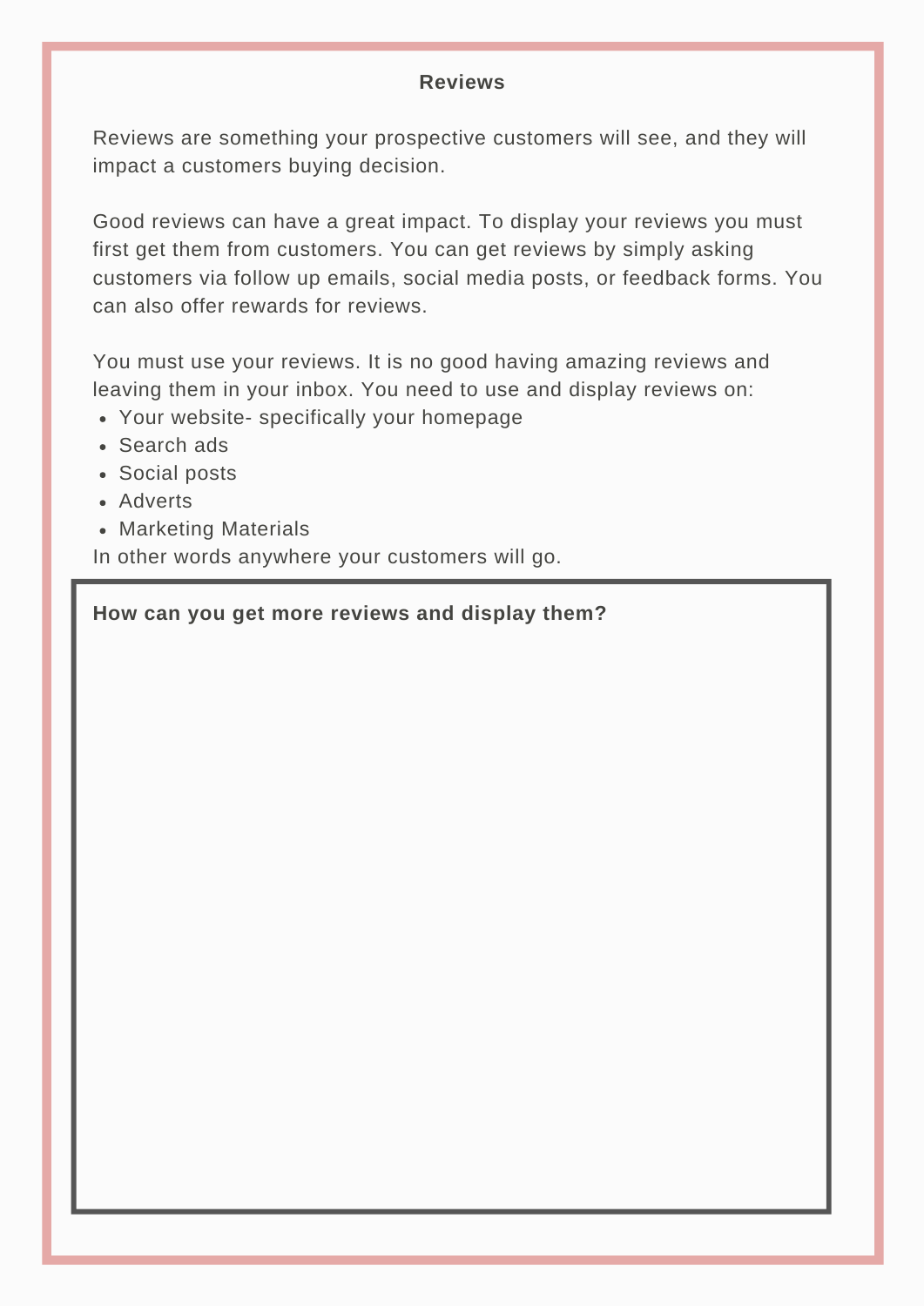## Reviews

Reviews are something your prospective customers will see, and they will impact a customers buying decision.

Good reviews can have a great impact. To display your reviews you must first get them from customers. You can get reviews by simply asking customers via follow up emails, social media posts, or feedback forms. You can also offer rewards for reviews.

You must use your reviews. It is no good having amazing reviews and leaving them in your inbox. You need to use and display reviews on:

- Your website- specifically your homepage
- Search ads
- Social posts
- Adverts
- Marketing Materials

In other words anywhere your customers will go.

**How can you get more reviews and display them?**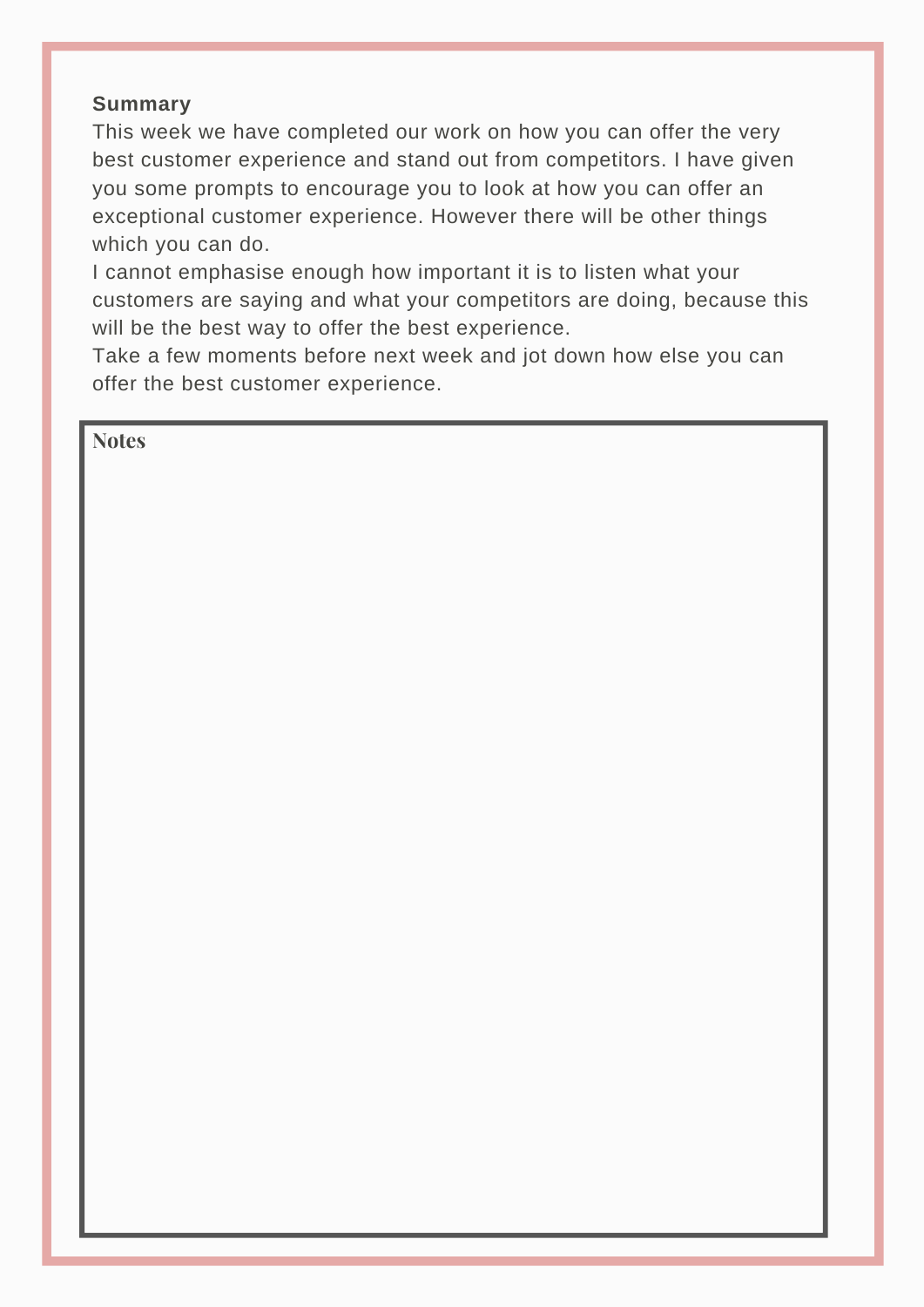**Summary**

This week we have completed our work on how you can offer the very best customer experience and stand out from competitors. I have given you some prompts to encourage you to look at how you can offer an exceptional customer experience. However there will be other things which you can do.

I cannot emphasise enough how important it is to listen what your customers are saying and what your competitors are doing, because this will be the best way to offer the best experience.

Take a few moments before next week and jot down how else you can offer the best customer experience.

**Notes**